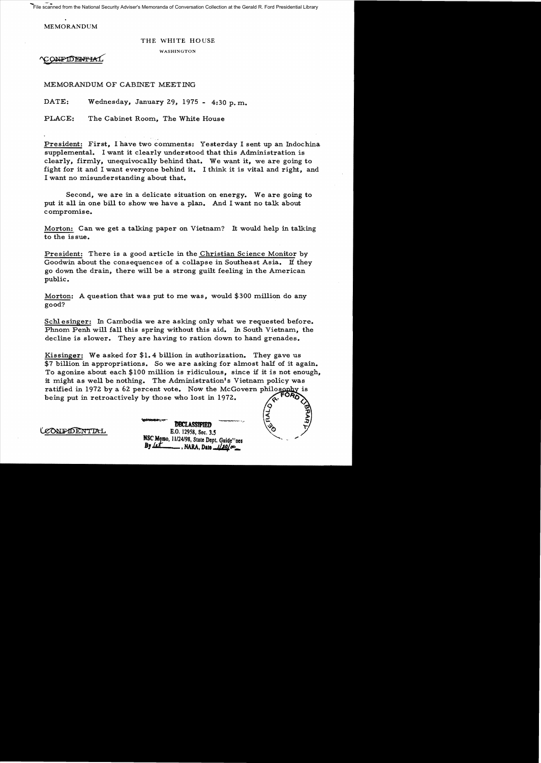File scanned from the National Security Adviser's Memoranda of Conversation Collection at the Gerald R. Ford Presidential Library

MEMORANDUM

THE WHITE HOUSE

WASHINGTON

CONFIDENTIAL

MEMORANDUM OF CABINET MEETING

DATE: Wednesday, January 29, 1975 - 4:30 p.m.

PLACE: The Cabinet Room, The White House

President: First, I have two comments: Yesterday I sent up an Indochina supplemental. I want it clearly understood that this Administration is clearly, firmly, unequivocally behind that. We want it, we are going to fight for it and I want everyone behind it. I think it is vital and right, and I want no misunderstanding about that.

Second, we are in a delicate situation on energy. We are going to put it all in one bill to show we have a plan. And I want no talk about compromise.

Morton: Can we get a talking paper on Vietnam? It would help in talking to the issue.

President: There is a good article in the Christian Science Monitor by Goodwin about the consequences of a collapse in Southeast Asia. If they go down the drain, there will be a strong guilt feeling in the American public.

Morton: A question that was put to me was, would $300 million do any good?

Schlesinger: In Cambodia we are asking only what we requested before. Phnom Penh will fall this spring without this aid. In South Vietnam, the decline is slower. They are having to ration down to hand grenades.

Kissinger: We asked for $1.4 billion in authorization. They gave us $7 billion in appropriations. So we are asking for almost half of it again. To agonize about each $100 million is ridiculous, since if it is not enough, it might as well be nothing. The Administration's Vietnam policy was ratified in 1972 by a 62 percent vote. Now the McGovern philosophy is being put in retroactively by those who lost in 1972.

CONFIDENTIAL

DECLASSIFIED
E.O. 12958, Sec. 3.5
NSC Memo, 11/24/98, State Dept. Guidelines
By lct, NARA, Date 1/20/00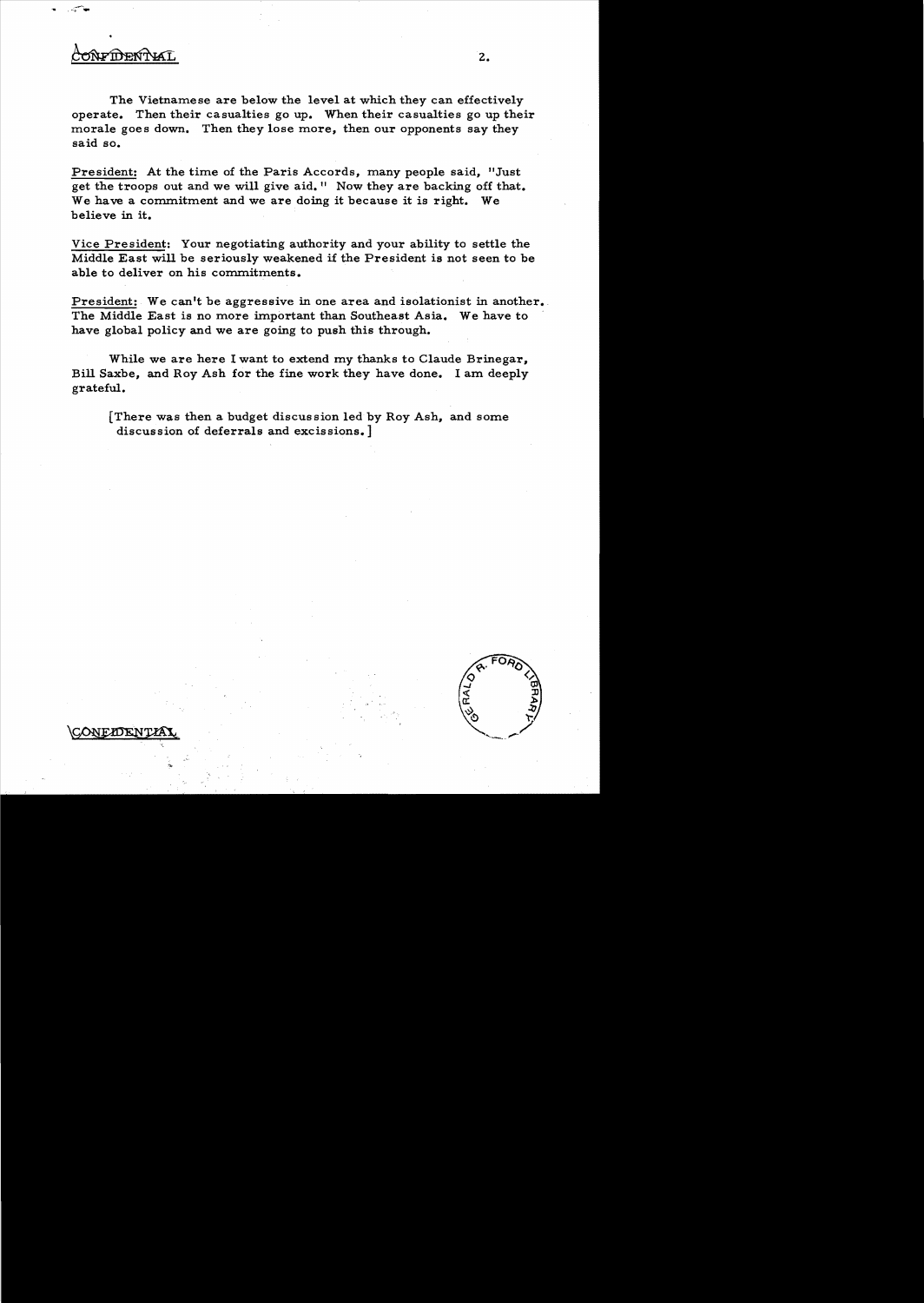CONFIDENTIAL

The Vietnamese are below the level at which they can effectively operate. Then their casualties go up. When their casualties go up their morale goes down. Then they lose more, then our opponents say they said so.

President: At the time of the Paris Accords, many people said, "Just get the troops out and we will give aid." Now they are backing off that. We have a commitment and we are doing it because it is right. We believe in it.

Vice President: Your negotiating authority and your ability to settle the Middle East will be seriously weakened if the President is not seen to be able to deliver on his commitments.

President: We can't be aggressive in one area and isolationist in another. The Middle East is no more important than Southeast Asia. We have to have global policy and we are going to push this through.

While we are here I want to extend my thanks to Claude Brinegar, Bill Saxbe, and Roy Ash for the fine work they have done. I am deeply grateful.

[There was then a budget discussion led by Roy Ash, and some discussion of deferrals and excissions.]

CONFIDENTIAL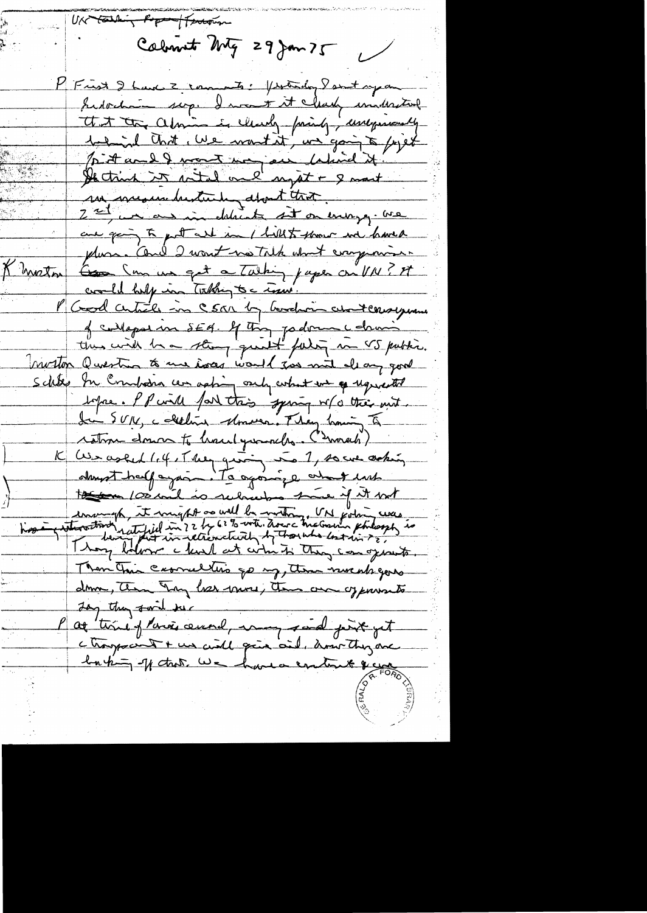UN ~~Talking Paper~~ / Ferguson

Cabinet Mtg 29 Jan 75

P First I have 2 comments: yesterday I sent up an Indochina sup. I want it clearly understood that this Admin is clearly, firmly, unequivocally behind that. We want it, we going to fight for it and I want everyone behind it. We think it's vital and right + I want no misunderstanding about that.
2nd, we are in delicate spot on energy. We are going to put all in / little known we have a plan. And I want no talk about compromise.

K Morton ~~Can~~ Can we get a talking paper on UN? It would help in talking to issue.

P Good article in CSM by Goodwin about consequences of collapse in SEA. If they go down a domino thus will be a strong guilt feeling in US public.

Morton Question to me was would \$ do much of any good

Schles In Cambodia we asking only what we requested before. P P will fall this spring w/o this aid.

In SUN, a declining showing. They having to ration down to hand grenades. (? word)

K We asked 1.4, they giving us 1, so we asking almost half again. To agonize about whether ~~the~~ 100 mil is whether since if it not enough, it might as well be nothing. VN policy was historic interaction ratified in 72 by 62% vote. There McGovern philosophy is ~~being~~ being put in retroactively by those who lost in 72.
They lobbied hard at what they can get.
Then this commitment go up, then next year down, then they lose more, then our opponents say they said so.

P At time of Paris accord, many said first get a ~~cease~~ cease-fire + we will give aid. Now they are backing off that. We have a contract & we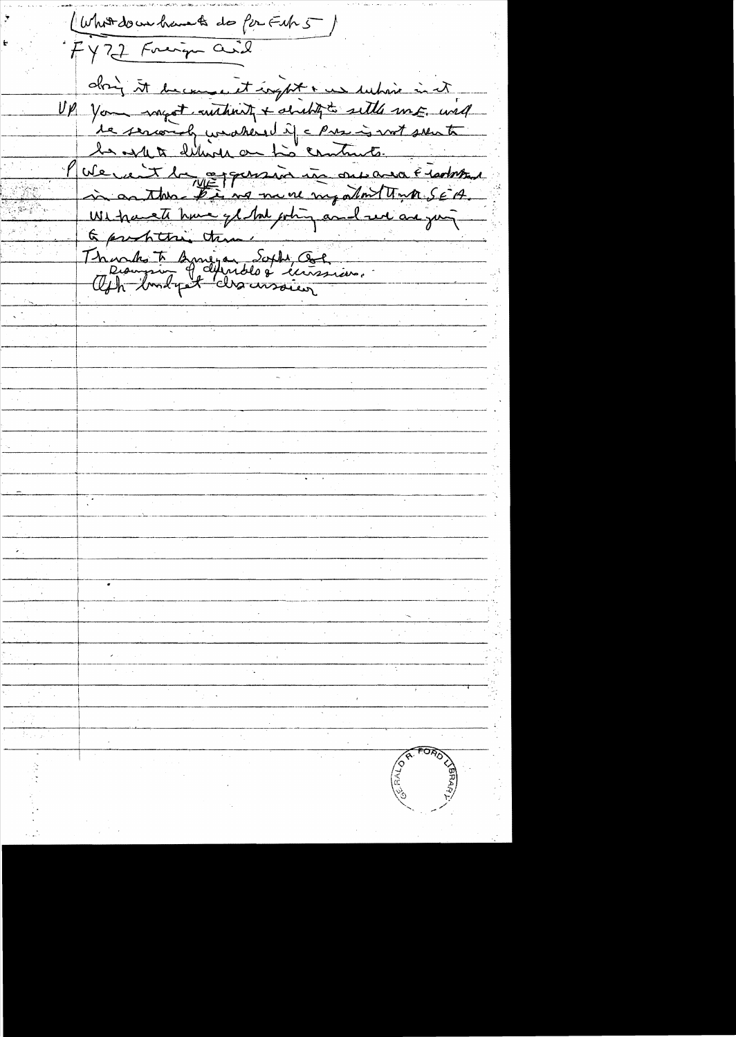(What do we have to do for Feb 5 )

FY 77 Foreign aid

doing it because it is right & we believe in it

VP Your might, authority & ability to settle ME. will be seriously weakened if a Pres is not seen to be able to deliver on his contracts.

P We can't be aggressive in one area & isolationist in another. It is no more important than SEA. We have to have global policy and we are going to prosecute them.

Thanks to Armeyan Sopht Col. Discussion of difficulties & cessions.

Ask budget discussion